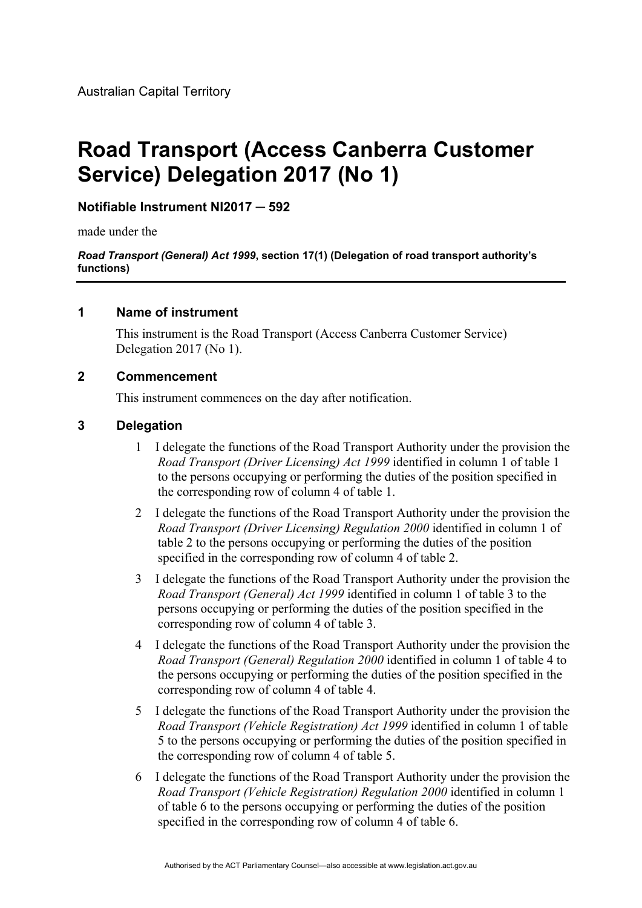Australian Capital Territory

# Road Transport (Access Canberra Customer Service) Delegation 2017 (No 1)

**Notifiable Instrument NI2017 – 592**

made under the

***Road Transport (General) Act 1999*, section 17(1) (Delegation of road transport authority's functions)**

---

## 1 Name of instrument

This instrument is the Road Transport (Access Canberra Customer Service) Delegation 2017 (No 1).

## 2 Commencement

This instrument commences on the day after notification.

## 3 Delegation

1 I delegate the functions of the Road Transport Authority under the provision the *Road Transport (Driver Licensing) Act 1999* identified in column 1 of table 1 to the persons occupying or performing the duties of the position specified in the corresponding row of column 4 of table 1.

2 I delegate the functions of the Road Transport Authority under the provision the *Road Transport (Driver Licensing) Regulation 2000* identified in column 1 of table 2 to the persons occupying or performing the duties of the position specified in the corresponding row of column 4 of table 2.

3 I delegate the functions of the Road Transport Authority under the provision the *Road Transport (General) Act 1999* identified in column 1 of table 3 to the persons occupying or performing the duties of the position specified in the corresponding row of column 4 of table 3.

4 I delegate the functions of the Road Transport Authority under the provision the *Road Transport (General) Regulation 2000* identified in column 1 of table 4 to the persons occupying or performing the duties of the position specified in the corresponding row of column 4 of table 4.

5 I delegate the functions of the Road Transport Authority under the provision the *Road Transport (Vehicle Registration) Act 1999* identified in column 1 of table 5 to the persons occupying or performing the duties of the position specified in the corresponding row of column 4 of table 5.

6 I delegate the functions of the Road Transport Authority under the provision the *Road Transport (Vehicle Registration) Regulation 2000* identified in column 1 of table 6 to the persons occupying or performing the duties of the position specified in the corresponding row of column 4 of table 6.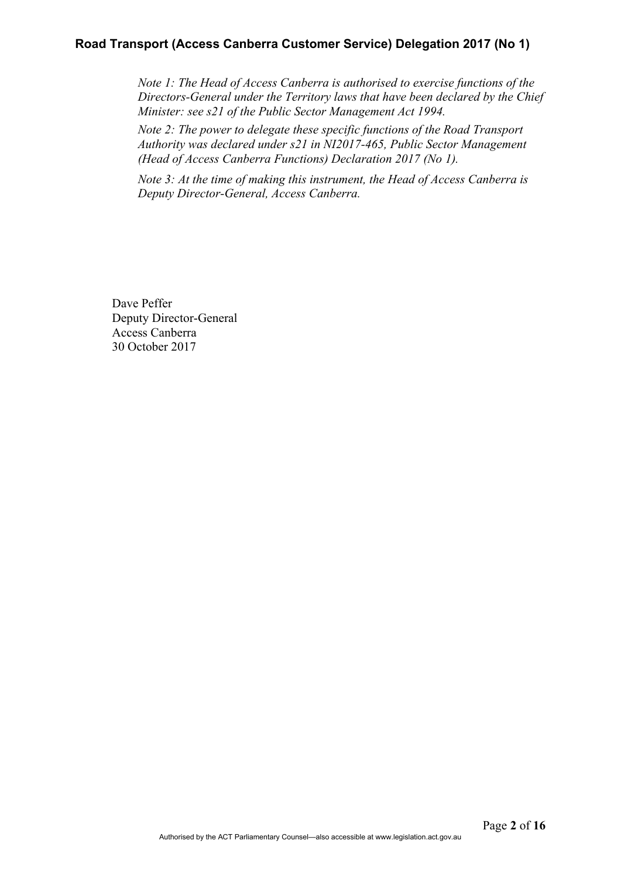*Note 1: The Head of Access Canberra is authorised to exercise functions of the Directors-General under the Territory laws that have been declared by the Chief Minister: see s21 of the Public Sector Management Act 1994.*

*Note 2: The power to delegate these specific functions of the Road Transport Authority was declared under s21 in NI2017-465, Public Sector Management (Head of Access Canberra Functions) Declaration 2017 (No 1).*

*Note 3: At the time of making this instrument, the Head of Access Canberra is Deputy Director-General, Access Canberra.*

Dave Peffer
Deputy Director-General
Access Canberra
30 October 2017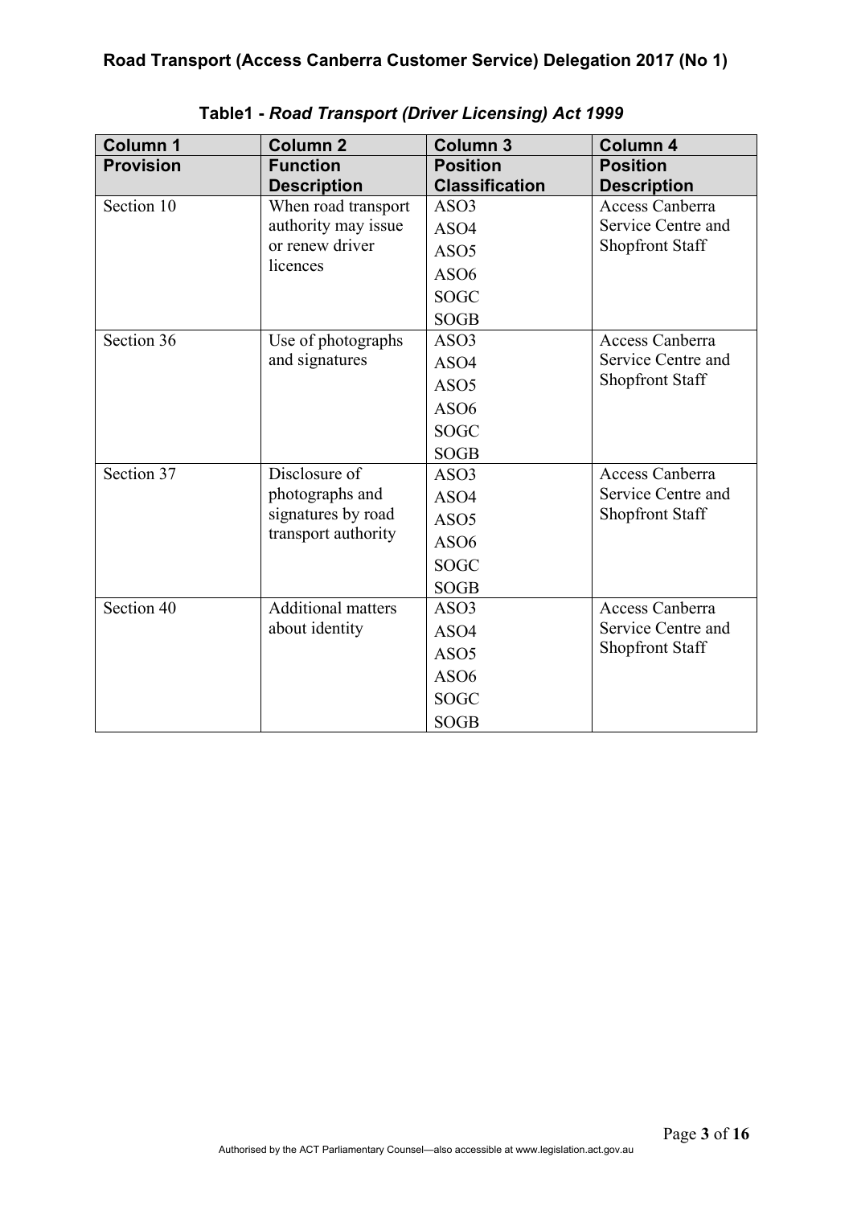**Table1 - *Road Transport (Driver Licensing) Act 1999***

| Column 1 | Column 2 | Column 3 | Column 4 |
|---|---|---|---|
| **Provision** | **Function Description** | **Position Classification** | **Position Description** |
| Section 10 | When road transport authority may issue or renew driver licences | ASO3<br>ASO4<br>ASO5<br>ASO6<br>SOGC<br>SOGB | Access Canberra Service Centre and Shopfront Staff |
| Section 36 | Use of photographs and signatures | ASO3<br>ASO4<br>ASO5<br>ASO6<br>SOGC<br>SOGB | Access Canberra Service Centre and Shopfront Staff |
| Section 37 | Disclosure of photographs and signatures by road transport authority | ASO3<br>ASO4<br>ASO5<br>ASO6<br>SOGC<br>SOGB | Access Canberra Service Centre and Shopfront Staff |
| Section 40 | Additional matters about identity | ASO3<br>ASO4<br>ASO5<br>ASO6<br>SOGC<br>SOGB | Access Canberra Service Centre and Shopfront Staff |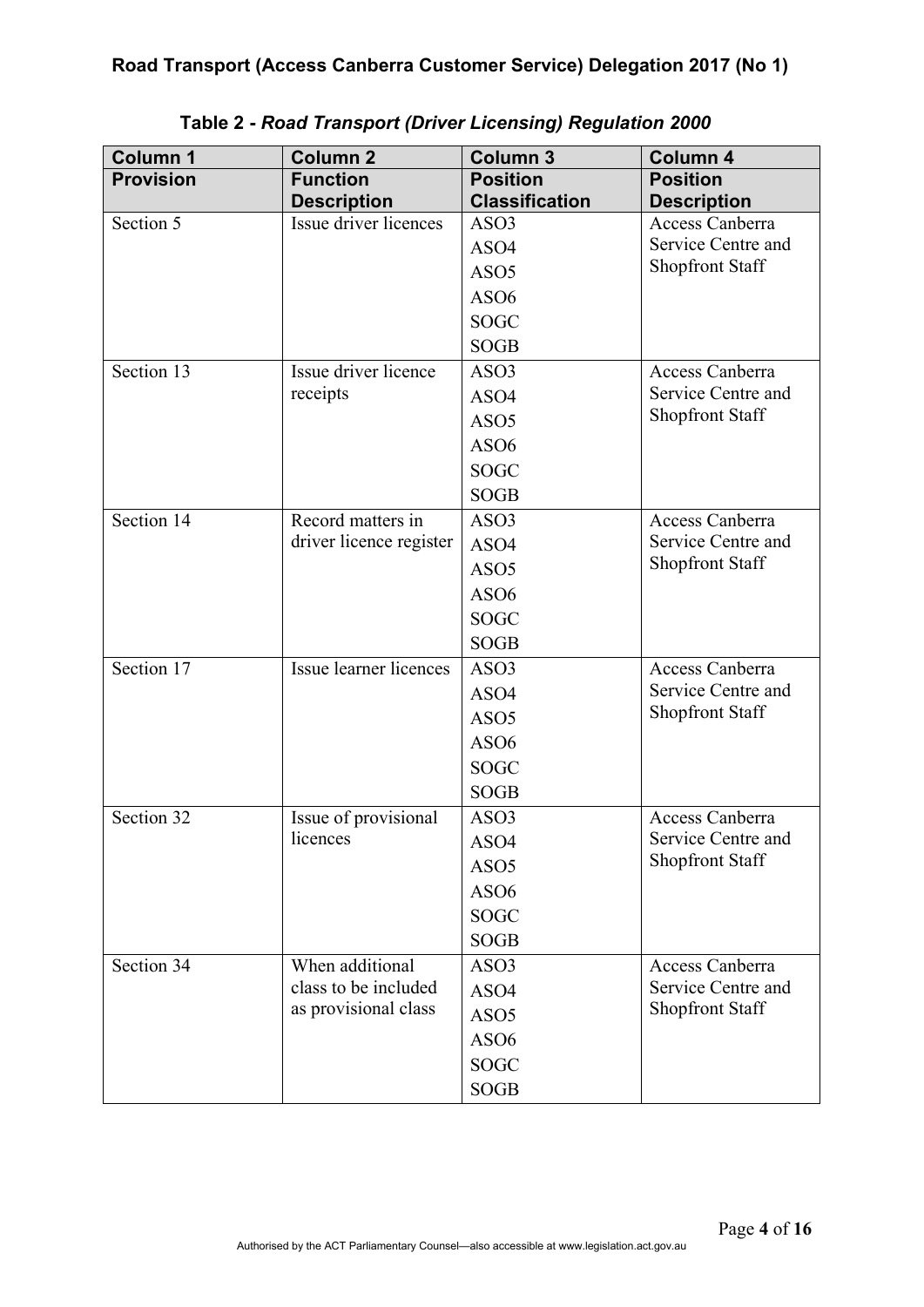**Table 2 - *Road Transport (Driver Licensing) Regulation 2000***

| Column 1 Provision | Column 2 Function Description | Column 3 Position Classification | Column 4 Position Description |
|---|---|---|---|
| Section 5 | Issue driver licences | ASO3<br>ASO4<br>ASO5<br>ASO6<br>SOGC<br>SOGB | Access Canberra Service Centre and Shopfront Staff |
| Section 13 | Issue driver licence receipts | ASO3<br>ASO4<br>ASO5<br>ASO6<br>SOGC<br>SOGB | Access Canberra Service Centre and Shopfront Staff |
| Section 14 | Record matters in driver licence register | ASO3<br>ASO4<br>ASO5<br>ASO6<br>SOGC<br>SOGB | Access Canberra Service Centre and Shopfront Staff |
| Section 17 | Issue learner licences | ASO3<br>ASO4<br>ASO5<br>ASO6<br>SOGC<br>SOGB | Access Canberra Service Centre and Shopfront Staff |
| Section 32 | Issue of provisional licences | ASO3<br>ASO4<br>ASO5<br>ASO6<br>SOGC<br>SOGB | Access Canberra Service Centre and Shopfront Staff |
| Section 34 | When additional class to be included as provisional class | ASO3<br>ASO4<br>ASO5<br>ASO6<br>SOGC<br>SOGB | Access Canberra Service Centre and Shopfront Staff |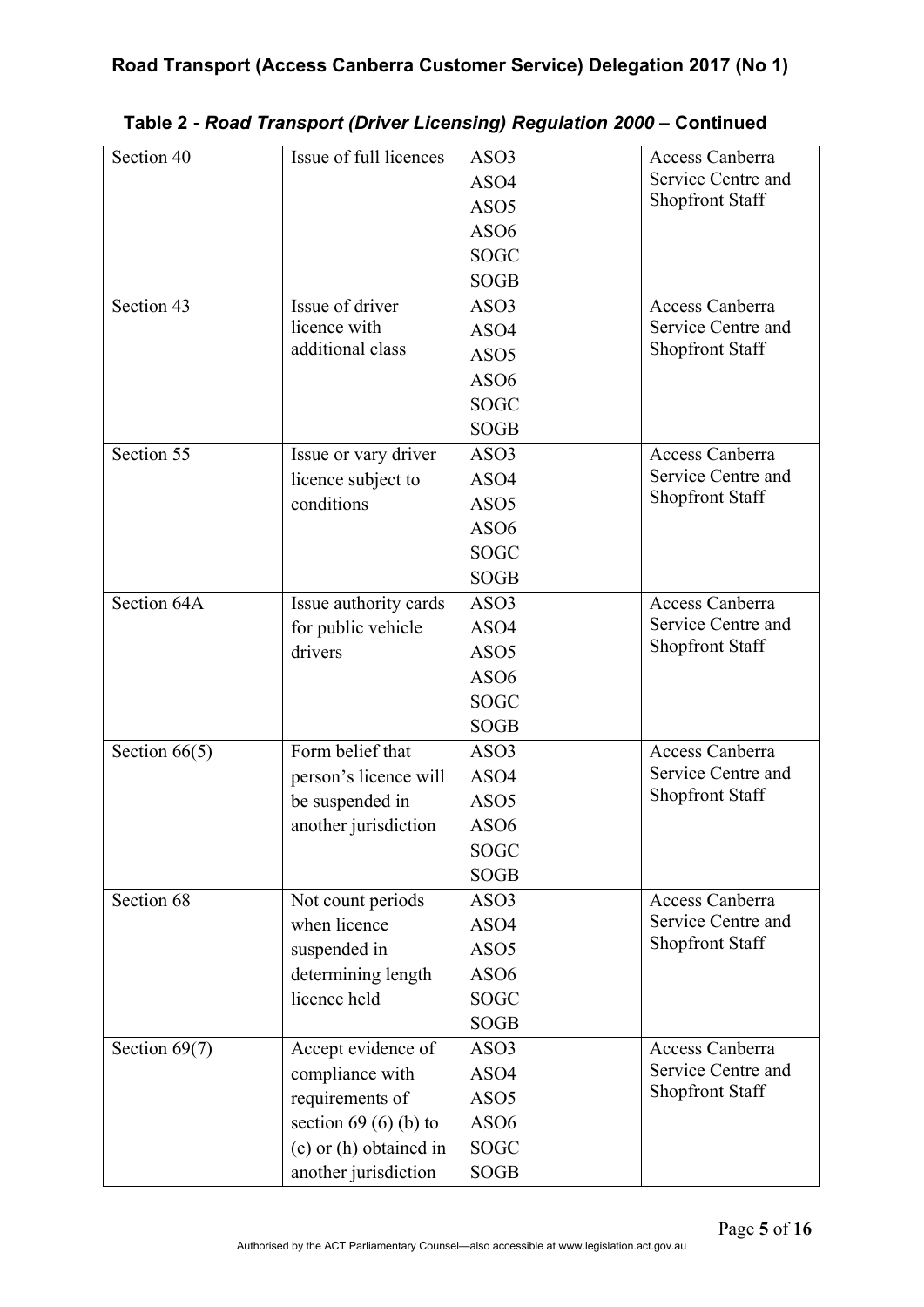**Table 2 - *Road Transport (Driver Licensing) Regulation 2000* – Continued**

| | | | |
|---|---|---|---|
| Section 40 | Issue of full licences | ASO3<br>ASO4<br>ASO5<br>ASO6<br>SOGC<br>SOGB | Access Canberra Service Centre and Shopfront Staff |
| Section 43 | Issue of driver licence with additional class | ASO3<br>ASO4<br>ASO5<br>ASO6<br>SOGC<br>SOGB | Access Canberra Service Centre and Shopfront Staff |
| Section 55 | Issue or vary driver licence subject to conditions | ASO3<br>ASO4<br>ASO5<br>ASO6<br>SOGC<br>SOGB | Access Canberra Service Centre and Shopfront Staff |
| Section 64A | Issue authority cards for public vehicle drivers | ASO3<br>ASO4<br>ASO5<br>ASO6<br>SOGC<br>SOGB | Access Canberra Service Centre and Shopfront Staff |
| Section 66(5) | Form belief that person's licence will be suspended in another jurisdiction | ASO3<br>ASO4<br>ASO5<br>ASO6<br>SOGC<br>SOGB | Access Canberra Service Centre and Shopfront Staff |
| Section 68 | Not count periods when licence suspended in determining length licence held | ASO3<br>ASO4<br>ASO5<br>ASO6<br>SOGC<br>SOGB | Access Canberra Service Centre and Shopfront Staff |
| Section 69(7) | Accept evidence of compliance with requirements of section 69 (6) (b) to (e) or (h) obtained in another jurisdiction | ASO3<br>ASO4<br>ASO5<br>ASO6<br>SOGC<br>SOGB | Access Canberra Service Centre and Shopfront Staff |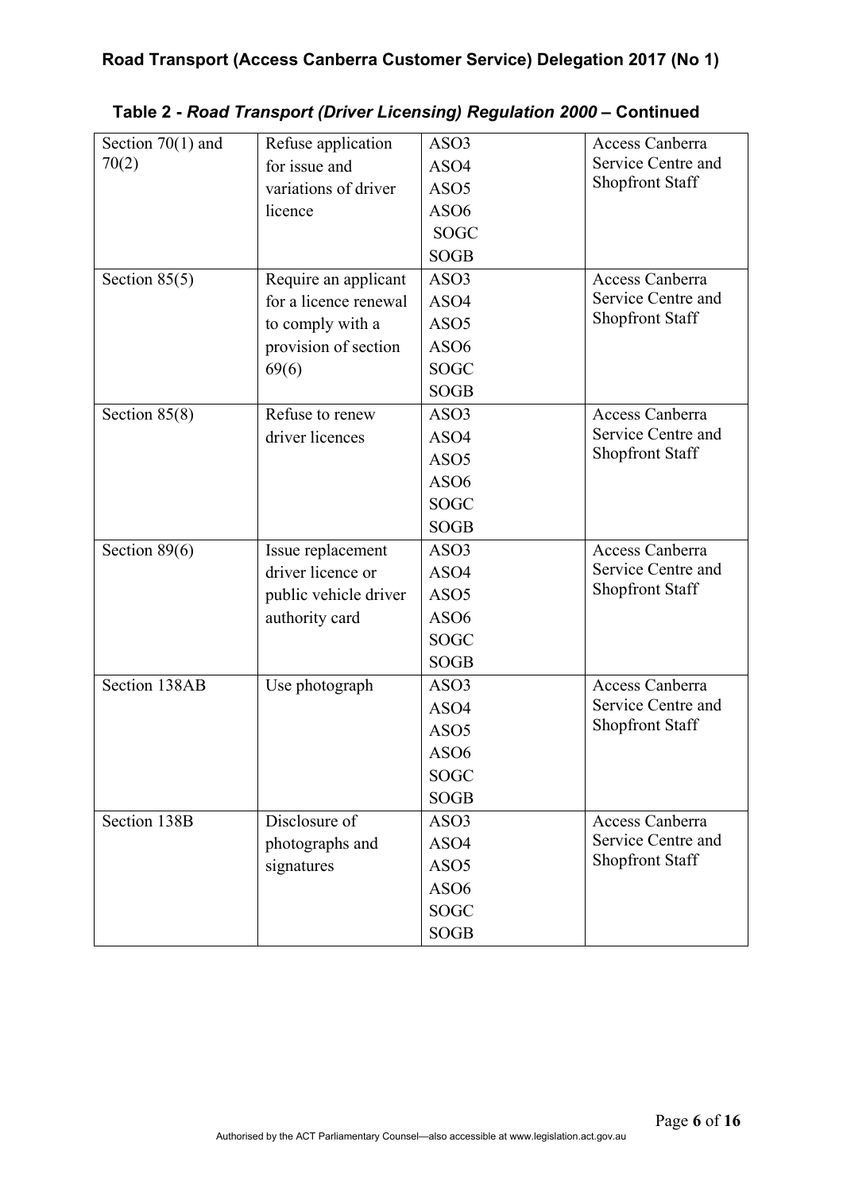**Table 2 - *Road Transport (Driver Licensing) Regulation 2000* – Continued**

| | | | |
|---|---|---|---|
| Section 70(1) and 70(2) | Refuse application for issue and variations of driver licence | ASO3<br>ASO4<br>ASO5<br>ASO6<br>SOGC<br>SOGB | Access Canberra Service Centre and Shopfront Staff |
| Section 85(5) | Require an applicant for a licence renewal to comply with a provision of section 69(6) | ASO3<br>ASO4<br>ASO5<br>ASO6<br>SOGC<br>SOGB | Access Canberra Service Centre and Shopfront Staff |
| Section 85(8) | Refuse to renew driver licences | ASO3<br>ASO4<br>ASO5<br>ASO6<br>SOGC<br>SOGB | Access Canberra Service Centre and Shopfront Staff |
| Section 89(6) | Issue replacement driver licence or public vehicle driver authority card | ASO3<br>ASO4<br>ASO5<br>ASO6<br>SOGC<br>SOGB | Access Canberra Service Centre and Shopfront Staff |
| Section 138AB | Use photograph | ASO3<br>ASO4<br>ASO5<br>ASO6<br>SOGC<br>SOGB | Access Canberra Service Centre and Shopfront Staff |
| Section 138B | Disclosure of photographs and signatures | ASO3<br>ASO4<br>ASO5<br>ASO6<br>SOGC<br>SOGB | Access Canberra Service Centre and Shopfront Staff |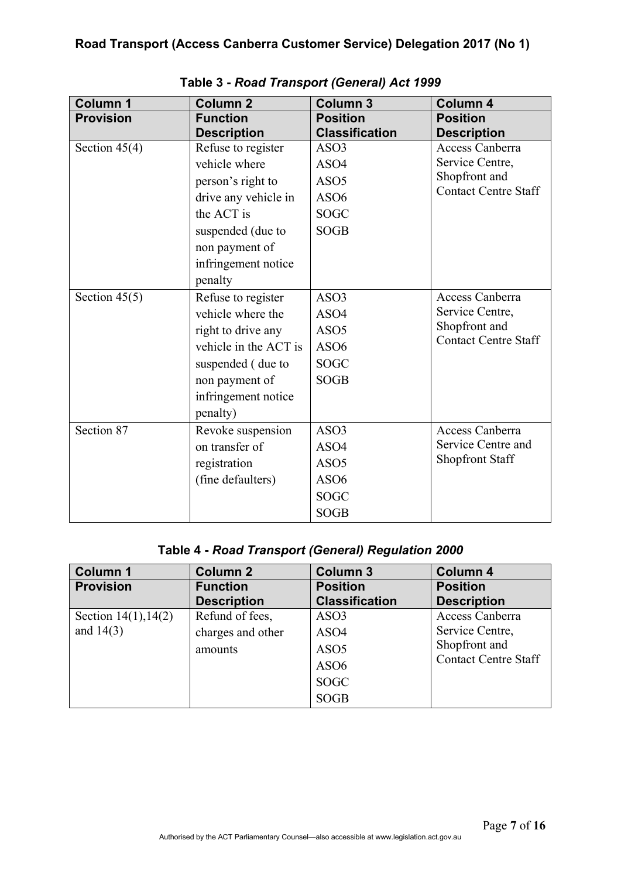## Table 3 - *Road Transport (General) Act 1999*

| Column 1 | Column 2 | Column 3 | Column 4 |
|---|---|---|---|
| **Provision** | **Function Description** | **Position Classification** | **Position Description** |
| Section 45(4) | Refuse to register vehicle where person's right to drive any vehicle in the ACT is suspended (due to non payment of infringement notice penalty | ASO3<br>ASO4<br>ASO5<br>ASO6<br>SOGC<br>SOGB | Access Canberra Service Centre, Shopfront and Contact Centre Staff |
| Section 45(5) | Refuse to register vehicle where the right to drive any vehicle in the ACT is suspended ( due to non payment of infringement notice penalty) | ASO3<br>ASO4<br>ASO5<br>ASO6<br>SOGC<br>SOGB | Access Canberra Service Centre, Shopfront and Contact Centre Staff |
| Section 87 | Revoke suspension on transfer of registration (fine defaulters) | ASO3<br>ASO4<br>ASO5<br>ASO6<br>SOGC<br>SOGB | Access Canberra Service Centre and Shopfront Staff |

## Table 4 - *Road Transport (General) Regulation 2000*

| Column 1 | Column 2 | Column 3 | Column 4 |
|---|---|---|---|
| **Provision** | **Function Description** | **Position Classification** | **Position Description** |
| Section 14(1),14(2) and 14(3) | Refund of fees, charges and other amounts | ASO3<br>ASO4<br>ASO5<br>ASO6<br>SOGC<br>SOGB | Access Canberra Service Centre, Shopfront and Contact Centre Staff |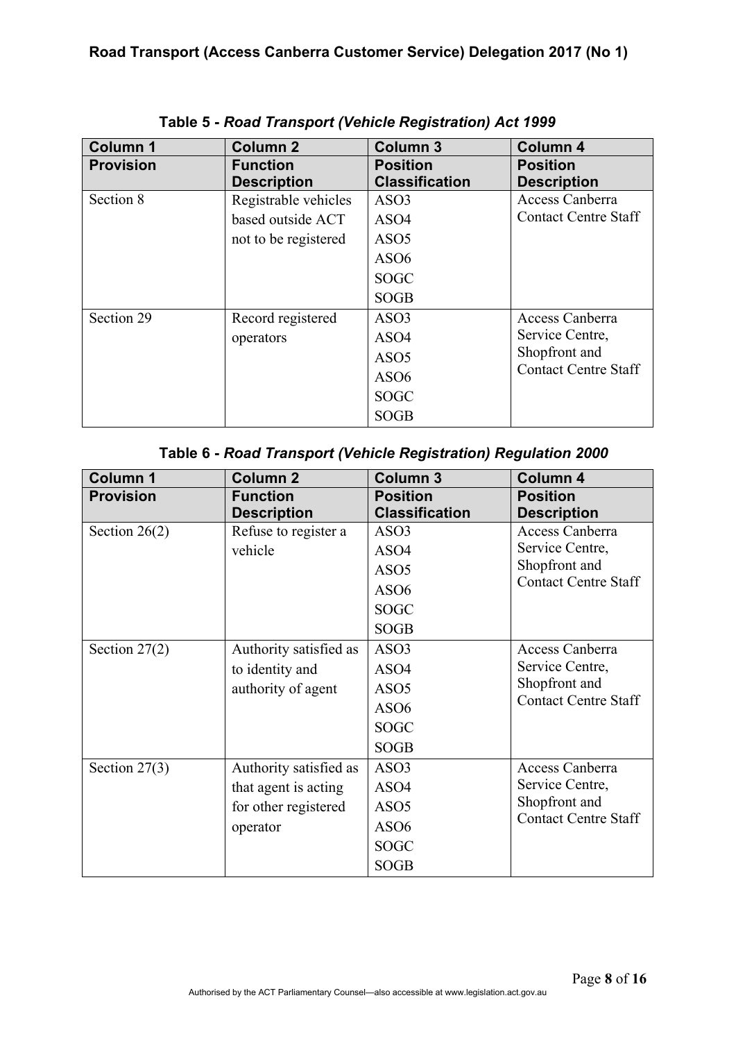**Table 5 - *Road Transport (Vehicle Registration) Act 1999***

| Column 1 | Column 2 | Column 3 | Column 4 |
|---|---|---|---|
| **Provision** | **Function Description** | **Position Classification** | **Position Description** |
| Section 8 | Registrable vehicles based outside ACT not to be registered | ASO3<br>ASO4<br>ASO5<br>ASO6<br>SOGC<br>SOGB | Access Canberra Contact Centre Staff |
| Section 29 | Record registered operators | ASO3<br>ASO4<br>ASO5<br>ASO6<br>SOGC<br>SOGB | Access Canberra Service Centre, Shopfront and Contact Centre Staff |

**Table 6 - *Road Transport (Vehicle Registration) Regulation 2000***

| Column 1 | Column 2 | Column 3 | Column 4 |
|---|---|---|---|
| **Provision** | **Function Description** | **Position Classification** | **Position Description** |
| Section 26(2) | Refuse to register a vehicle | ASO3<br>ASO4<br>ASO5<br>ASO6<br>SOGC<br>SOGB | Access Canberra Service Centre, Shopfront and Contact Centre Staff |
| Section 27(2) | Authority satisfied as to identity and authority of agent | ASO3<br>ASO4<br>ASO5<br>ASO6<br>SOGC<br>SOGB | Access Canberra Service Centre, Shopfront and Contact Centre Staff |
| Section 27(3) | Authority satisfied as that agent is acting for other registered operator | ASO3<br>ASO4<br>ASO5<br>ASO6<br>SOGC<br>SOGB | Access Canberra Service Centre, Shopfront and Contact Centre Staff |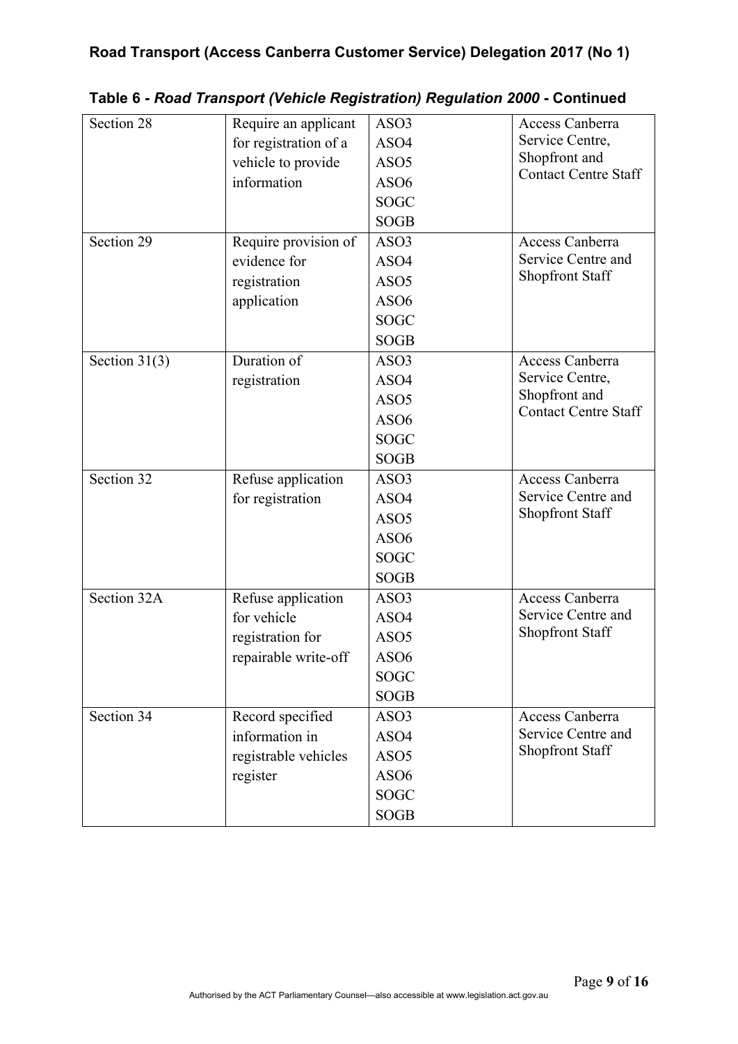**Table 6 - *Road Transport (Vehicle Registration) Regulation 2000* - Continued**

| | | | |
|---|---|---|---|
| Section 28 | Require an applicant for registration of a vehicle to provide information | ASO3<br>ASO4<br>ASO5<br>ASO6<br>SOGC<br>SOGB | Access Canberra Service Centre, Shopfront and Contact Centre Staff |
| Section 29 | Require provision of evidence for registration application | ASO3<br>ASO4<br>ASO5<br>ASO6<br>SOGC<br>SOGB | Access Canberra Service Centre and Shopfront Staff |
| Section 31(3) | Duration of registration | ASO3<br>ASO4<br>ASO5<br>ASO6<br>SOGC<br>SOGB | Access Canberra Service Centre, Shopfront and Contact Centre Staff |
| Section 32 | Refuse application for registration | ASO3<br>ASO4<br>ASO5<br>ASO6<br>SOGC<br>SOGB | Access Canberra Service Centre and Shopfront Staff |
| Section 32A | Refuse application for vehicle registration for repairable write-off | ASO3<br>ASO4<br>ASO5<br>ASO6<br>SOGC<br>SOGB | Access Canberra Service Centre and Shopfront Staff |
| Section 34 | Record specified information in registrable vehicles register | ASO3<br>ASO4<br>ASO5<br>ASO6<br>SOGC<br>SOGB | Access Canberra Service Centre and Shopfront Staff |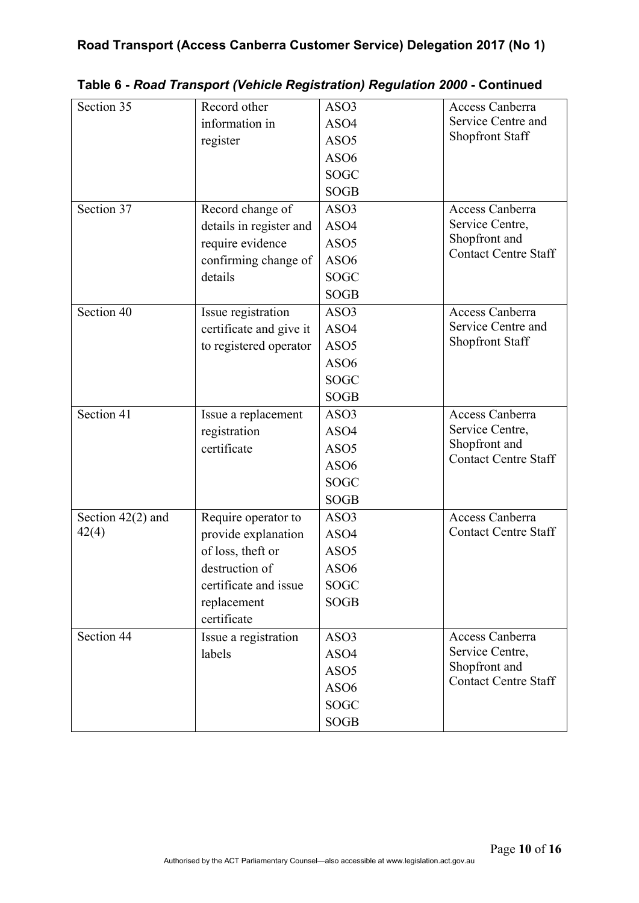**Table 6 - *Road Transport (Vehicle Registration) Regulation 2000* - Continued**

| | | | |
|---|---|---|---|
| Section 35 | Record other information in register | ASO3<br>ASO4<br>ASO5<br>ASO6<br>SOGC<br>SOGB | Access Canberra Service Centre and Shopfront Staff |
| Section 37 | Record change of details in register and require evidence confirming change of details | ASO3<br>ASO4<br>ASO5<br>ASO6<br>SOGC<br>SOGB | Access Canberra Service Centre, Shopfront and Contact Centre Staff |
| Section 40 | Issue registration certificate and give it to registered operator | ASO3<br>ASO4<br>ASO5<br>ASO6<br>SOGC<br>SOGB | Access Canberra Service Centre and Shopfront Staff |
| Section 41 | Issue a replacement registration certificate | ASO3<br>ASO4<br>ASO5<br>ASO6<br>SOGC<br>SOGB | Access Canberra Service Centre, Shopfront and Contact Centre Staff |
| Section 42(2) and 42(4) | Require operator to provide explanation of loss, theft or destruction of certificate and issue replacement certificate | ASO3<br>ASO4<br>ASO5<br>ASO6<br>SOGC<br>SOGB | Access Canberra Contact Centre Staff |
| Section 44 | Issue a registration labels | ASO3<br>ASO4<br>ASO5<br>ASO6<br>SOGC<br>SOGB | Access Canberra Service Centre, Shopfront and Contact Centre Staff |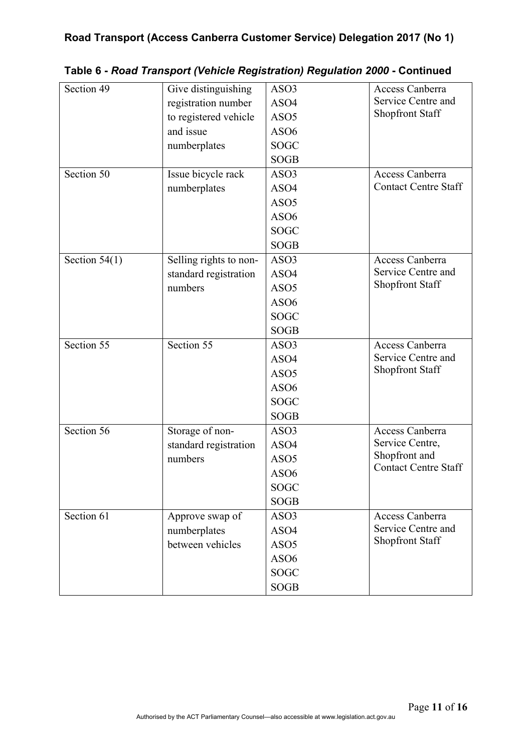**Table 6 - *Road Transport (Vehicle Registration) Regulation 2000* - Continued**

| | | | |
|---|---|---|---|
| Section 49 | Give distinguishing registration number to registered vehicle and issue numberplates | ASO3<br>ASO4<br>ASO5<br>ASO6<br>SOGC<br>SOGB | Access Canberra Service Centre and Shopfront Staff |
| Section 50 | Issue bicycle rack numberplates | ASO3<br>ASO4<br>ASO5<br>ASO6<br>SOGC<br>SOGB | Access Canberra Contact Centre Staff |
| Section 54(1) | Selling rights to non-standard registration numbers | ASO3<br>ASO4<br>ASO5<br>ASO6<br>SOGC<br>SOGB | Access Canberra Service Centre and Shopfront Staff |
| Section 55 | Section 55 | ASO3<br>ASO4<br>ASO5<br>ASO6<br>SOGC<br>SOGB | Access Canberra Service Centre and Shopfront Staff |
| Section 56 | Storage of non-standard registration numbers | ASO3<br>ASO4<br>ASO5<br>ASO6<br>SOGC<br>SOGB | Access Canberra Service Centre, Shopfront and Contact Centre Staff |
| Section 61 | Approve swap of numberplates between vehicles | ASO3<br>ASO4<br>ASO5<br>ASO6<br>SOGC<br>SOGB | Access Canberra Service Centre and Shopfront Staff |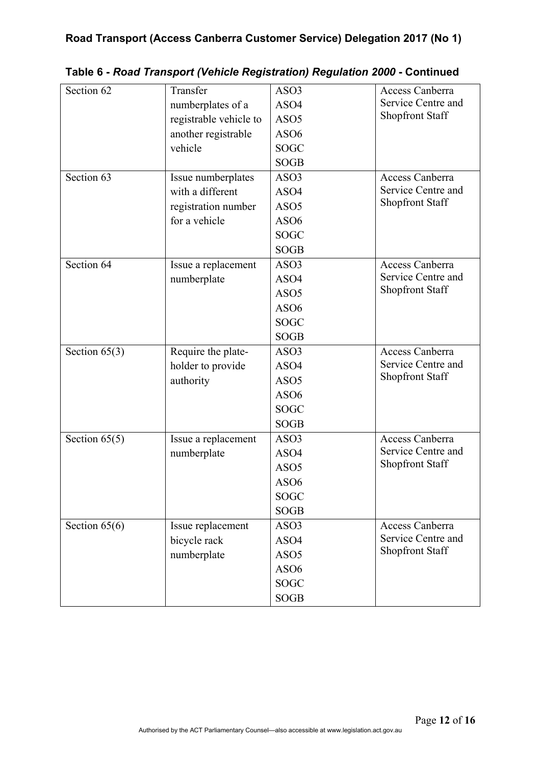**Table 6 - *Road Transport (Vehicle Registration) Regulation 2000* - Continued**

| | | | |
|---|---|---|---|
| Section 62 | Transfer numberplates of a registrable vehicle to another registrable vehicle | ASO3<br>ASO4<br>ASO5<br>ASO6<br>SOGC<br>SOGB | Access Canberra Service Centre and Shopfront Staff |
| Section 63 | Issue numberplates with a different registration number for a vehicle | ASO3<br>ASO4<br>ASO5<br>ASO6<br>SOGC<br>SOGB | Access Canberra Service Centre and Shopfront Staff |
| Section 64 | Issue a replacement numberplate | ASO3<br>ASO4<br>ASO5<br>ASO6<br>SOGC<br>SOGB | Access Canberra Service Centre and Shopfront Staff |
| Section 65(3) | Require the plate-holder to provide authority | ASO3<br>ASO4<br>ASO5<br>ASO6<br>SOGC<br>SOGB | Access Canberra Service Centre and Shopfront Staff |
| Section 65(5) | Issue a replacement numberplate | ASO3<br>ASO4<br>ASO5<br>ASO6<br>SOGC<br>SOGB | Access Canberra Service Centre and Shopfront Staff |
| Section 65(6) | Issue replacement bicycle rack numberplate | ASO3<br>ASO4<br>ASO5<br>ASO6<br>SOGC<br>SOGB | Access Canberra Service Centre and Shopfront Staff |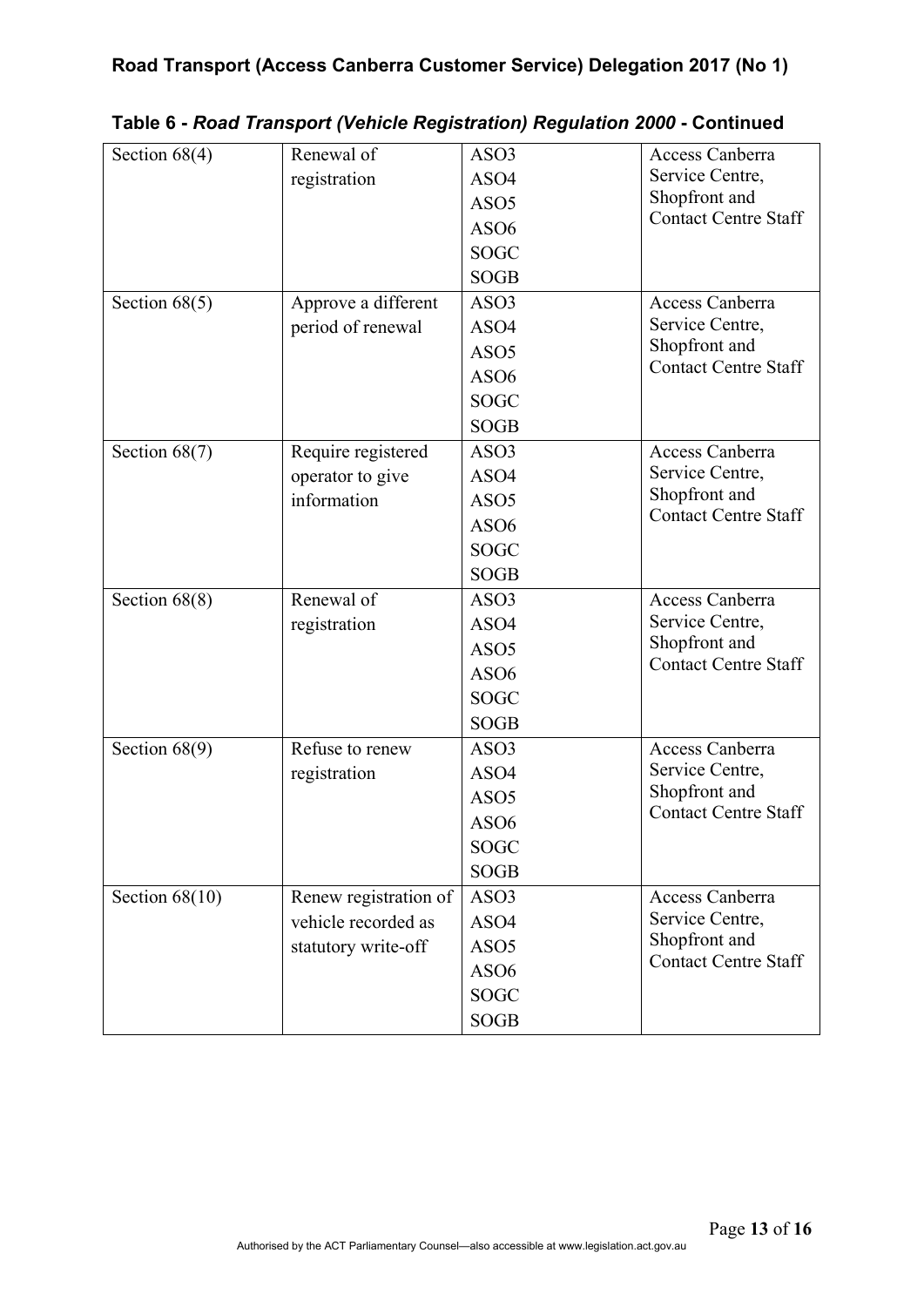**Table 6 - *Road Transport (Vehicle Registration) Regulation 2000* - Continued**

| | | | |
|---|---|---|---|
| Section 68(4) | Renewal of registration | ASO3<br>ASO4<br>ASO5<br>ASO6<br>SOGC<br>SOGB | Access Canberra Service Centre, Shopfront and Contact Centre Staff |
| Section 68(5) | Approve a different period of renewal | ASO3<br>ASO4<br>ASO5<br>ASO6<br>SOGC<br>SOGB | Access Canberra Service Centre, Shopfront and Contact Centre Staff |
| Section 68(7) | Require registered operator to give information | ASO3<br>ASO4<br>ASO5<br>ASO6<br>SOGC<br>SOGB | Access Canberra Service Centre, Shopfront and Contact Centre Staff |
| Section 68(8) | Renewal of registration | ASO3<br>ASO4<br>ASO5<br>ASO6<br>SOGC<br>SOGB | Access Canberra Service Centre, Shopfront and Contact Centre Staff |
| Section 68(9) | Refuse to renew registration | ASO3<br>ASO4<br>ASO5<br>ASO6<br>SOGC<br>SOGB | Access Canberra Service Centre, Shopfront and Contact Centre Staff |
| Section 68(10) | Renew registration of vehicle recorded as statutory write-off | ASO3<br>ASO4<br>ASO5<br>ASO6<br>SOGC<br>SOGB | Access Canberra Service Centre, Shopfront and Contact Centre Staff |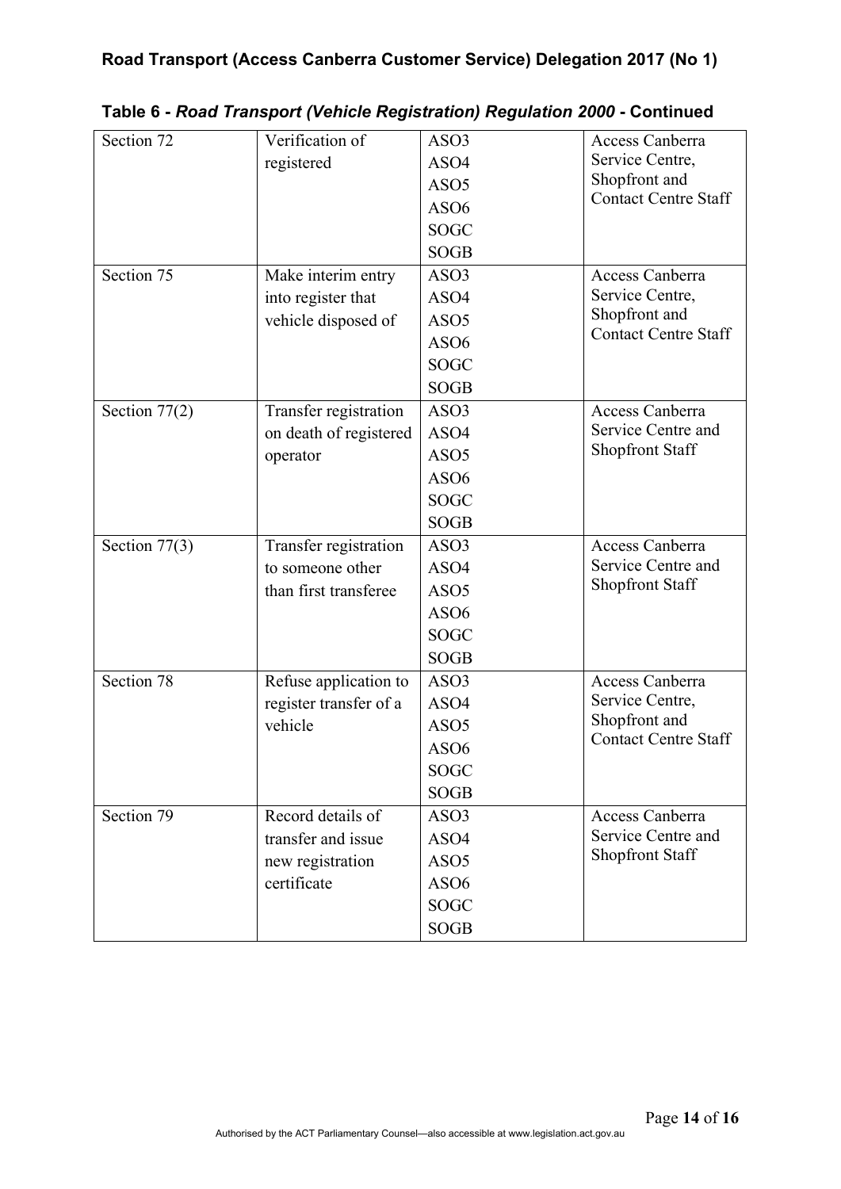**Table 6 - *Road Transport (Vehicle Registration) Regulation 2000* - Continued**

| | | | |
|---|---|---|---|
| Section 72 | Verification of registered | ASO3<br>ASO4<br>ASO5<br>ASO6<br>SOGC<br>SOGB | Access Canberra Service Centre, Shopfront and Contact Centre Staff |
| Section 75 | Make interim entry into register that vehicle disposed of | ASO3<br>ASO4<br>ASO5<br>ASO6<br>SOGC<br>SOGB | Access Canberra Service Centre, Shopfront and Contact Centre Staff |
| Section 77(2) | Transfer registration on death of registered operator | ASO3<br>ASO4<br>ASO5<br>ASO6<br>SOGC<br>SOGB | Access Canberra Service Centre and Shopfront Staff |
| Section 77(3) | Transfer registration to someone other than first transferee | ASO3<br>ASO4<br>ASO5<br>ASO6<br>SOGC<br>SOGB | Access Canberra Service Centre and Shopfront Staff |
| Section 78 | Refuse application to register transfer of a vehicle | ASO3<br>ASO4<br>ASO5<br>ASO6<br>SOGC<br>SOGB | Access Canberra Service Centre, Shopfront and Contact Centre Staff |
| Section 79 | Record details of transfer and issue new registration certificate | ASO3<br>ASO4<br>ASO5<br>ASO6<br>SOGC<br>SOGB | Access Canberra Service Centre and Shopfront Staff |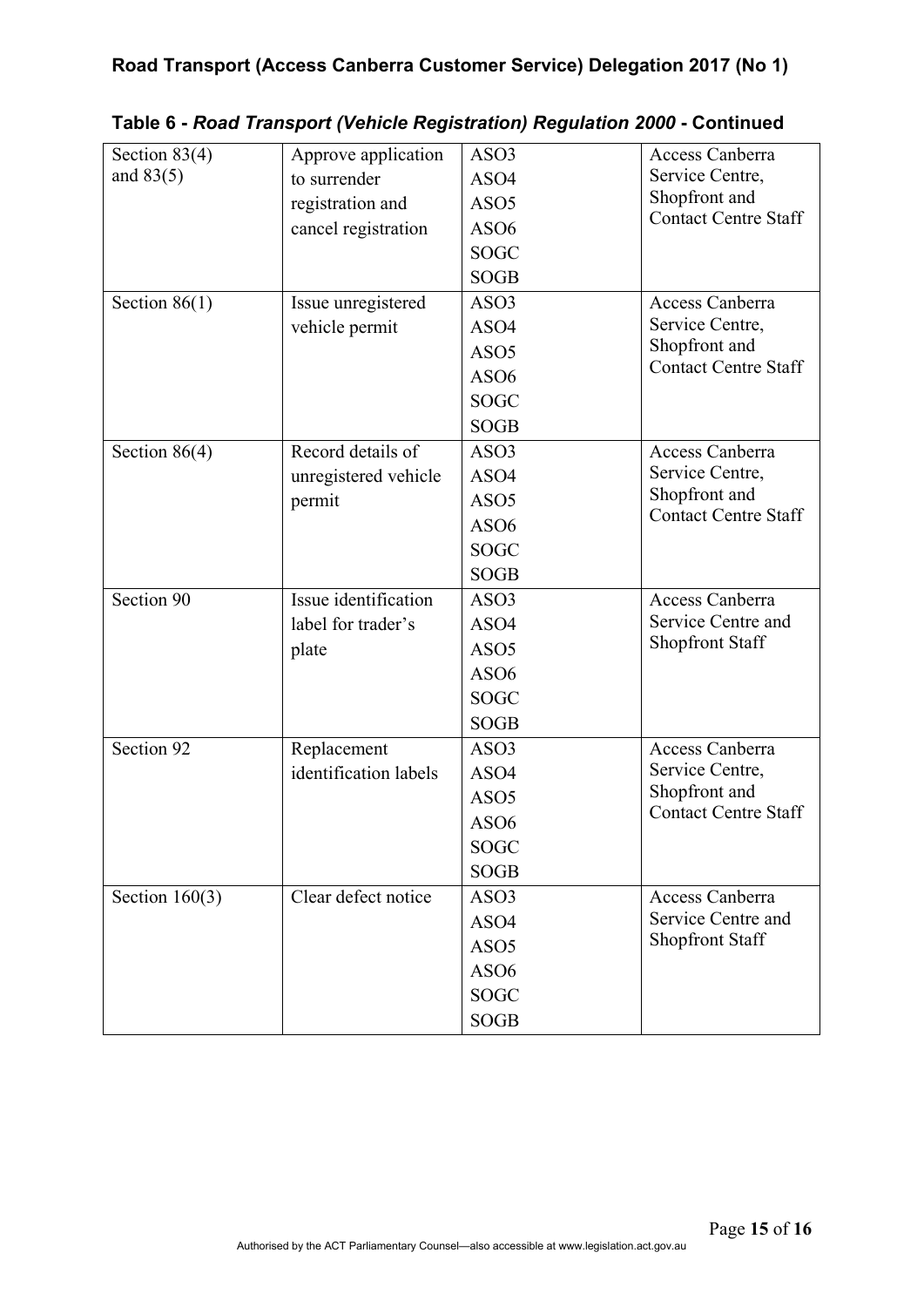**Table 6 - *Road Transport (Vehicle Registration) Regulation 2000* - Continued**

| | | | |
|---|---|---|---|
| Section 83(4) and 83(5) | Approve application to surrender registration and cancel registration | ASO3<br>ASO4<br>ASO5<br>ASO6<br>SOGC<br>SOGB | Access Canberra Service Centre, Shopfront and Contact Centre Staff |
| Section 86(1) | Issue unregistered vehicle permit | ASO3<br>ASO4<br>ASO5<br>ASO6<br>SOGC<br>SOGB | Access Canberra Service Centre, Shopfront and Contact Centre Staff |
| Section 86(4) | Record details of unregistered vehicle permit | ASO3<br>ASO4<br>ASO5<br>ASO6<br>SOGC<br>SOGB | Access Canberra Service Centre, Shopfront and Contact Centre Staff |
| Section 90 | Issue identification label for trader's plate | ASO3<br>ASO4<br>ASO5<br>ASO6<br>SOGC<br>SOGB | Access Canberra Service Centre and Shopfront Staff |
| Section 92 | Replacement identification labels | ASO3<br>ASO4<br>ASO5<br>ASO6<br>SOGC<br>SOGB | Access Canberra Service Centre, Shopfront and Contact Centre Staff |
| Section 160(3) | Clear defect notice | ASO3<br>ASO4<br>ASO5<br>ASO6<br>SOGC<br>SOGB | Access Canberra Service Centre and Shopfront Staff |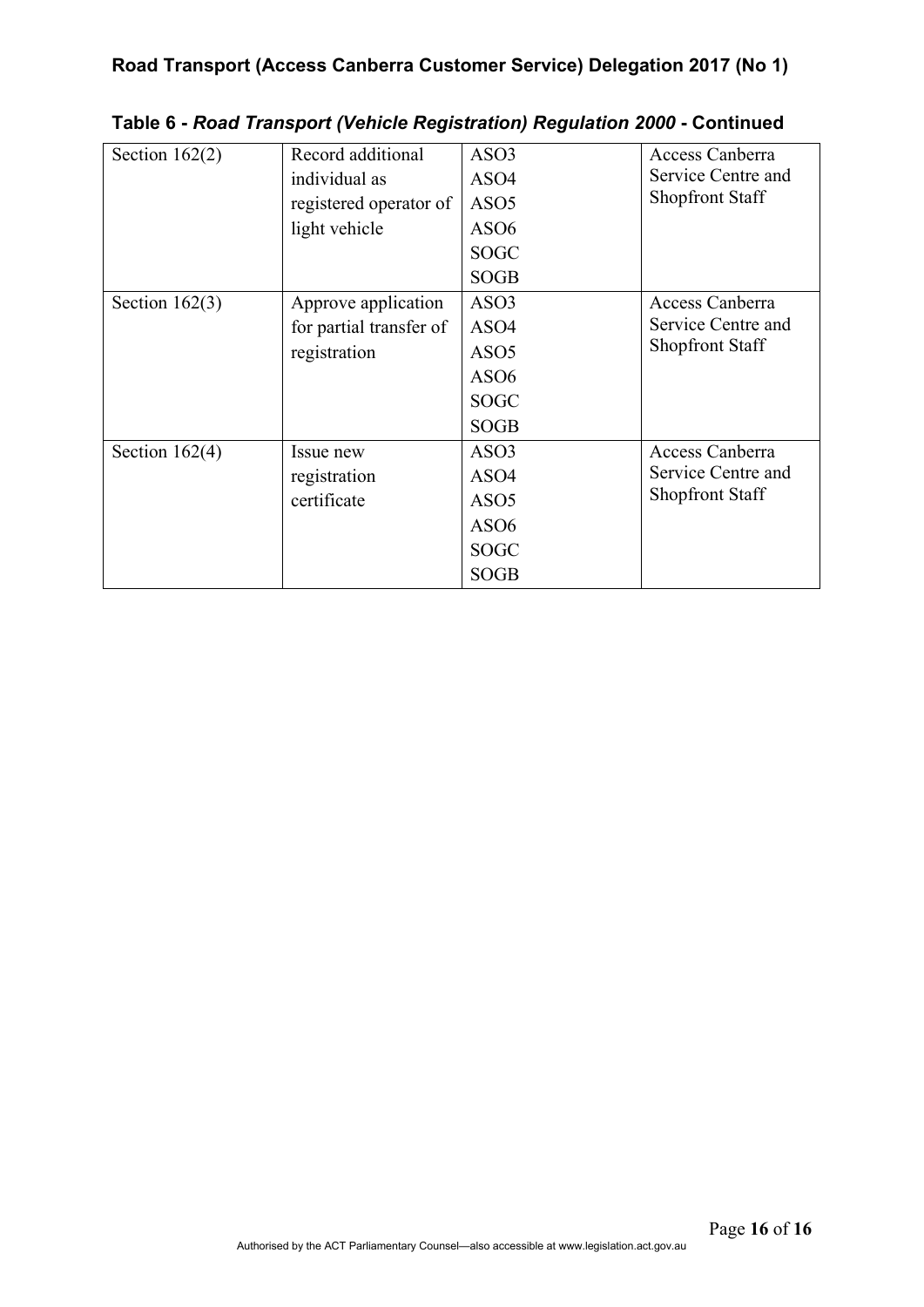**Table 6 - *Road Transport (Vehicle Registration) Regulation 2000* - Continued**

| | | | |
|---|---|---|---|
| Section 162(2) | Record additional individual as registered operator of light vehicle | ASO3<br>ASO4<br>ASO5<br>ASO6<br>SOGC<br>SOGB | Access Canberra Service Centre and Shopfront Staff |
| Section 162(3) | Approve application for partial transfer of registration | ASO3<br>ASO4<br>ASO5<br>ASO6<br>SOGC<br>SOGB | Access Canberra Service Centre and Shopfront Staff |
| Section 162(4) | Issue new registration certificate | ASO3<br>ASO4<br>ASO5<br>ASO6<br>SOGC<br>SOGB | Access Canberra Service Centre and Shopfront Staff |